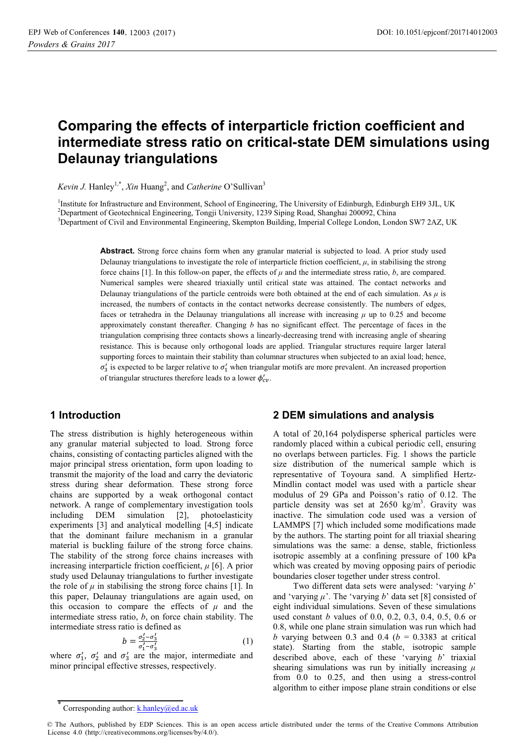# Comparing the effects of interparticle friction coefficient and intermediate stress ratio on critical-state DEM simulations using Delaunay triangulations

*Kevin J.* Hanley[1,*], *Xin* Huang[2], and *Catherine* O'Sullivan[3]

[1]Institute for Infrastructure and Environment, School of Engineering, The University of Edinburgh, Edinburgh EH9 3JL, UK
[2]Department of Geotechnical Engineering, Tongji University, 1239 Siping Road, Shanghai 200092, China
[3]Department of Civil and Environmental Engineering, Skempton Building, Imperial College London, London SW7 2AZ, UK

**Abstract.** Strong force chains form when any granular material is subjected to load. A prior study used Delaunay triangulations to investigate the role of interparticle friction coefficient, $\mu$, in stabilising the strong force chains [1]. In this follow-on paper, the effects of $\mu$ and the intermediate stress ratio, $b$, are compared. Numerical samples were sheared triaxially until critical state was attained. The contact networks and Delaunay triangulations of the particle centroids were both obtained at the end of each simulation. As $\mu$ is increased, the numbers of contacts in the contact networks decrease consistently. The numbers of edges, faces or tetrahedra in the Delaunay triangulations all increase with increasing $\mu$ up to 0.25 and become approximately constant thereafter. Changing $b$ has no significant effect. The percentage of faces in the triangulation comprising three contacts shows a linearly-decreasing trend with increasing angle of shearing resistance. This is because only orthogonal loads are applied. Triangular structures require larger lateral supporting forces to maintain their stability than columnar structures when subjected to an axial load; hence, $\sigma_3'$ is expected to be larger relative to $\sigma_1'$ when triangular motifs are more prevalent. An increased proportion of triangular structures therefore leads to a lower $\phi_{cv}'$.

## 1 Introduction

The stress distribution is highly heterogeneous within any granular material subjected to load. Strong force chains, consisting of contacting particles aligned with the major principal stress orientation, form upon loading to transmit the majority of the load and carry the deviatoric stress during shear deformation. These strong force chains are supported by a weak orthogonal contact network. A range of complementary investigation tools including DEM simulation [2], photoelasticity experiments [3] and analytical modelling [4,5] indicate that the dominant failure mechanism in a granular material is buckling failure of the strong force chains. The stability of the strong force chains increases with increasing interparticle friction coefficient, $\mu$ [6]. A prior study used Delaunay triangulations to further investigate the role of $\mu$ in stabilising the strong force chains [1]. In this paper, Delaunay triangulations are again used, on this occasion to compare the effects of $\mu$ and the intermediate stress ratio, $b$, on force chain stability. The intermediate stress ratio is defined as

$$b = \frac{\sigma_2' - \sigma_3'}{\sigma_1' - \sigma_3'} \quad (1)$$

where $\sigma_1'$, $\sigma_2'$ and $\sigma_3'$ are the major, intermediate and minor principal effective stresses, respectively.

## 2 DEM simulations and analysis

A total of 20,164 polydisperse spherical particles were randomly placed within a cubical periodic cell, ensuring no overlaps between particles. Fig. 1 shows the particle size distribution of the numerical sample which is representative of Toyoura sand. A simplified Hertz-Mindlin contact model was used with a particle shear modulus of 29 GPa and Poisson's ratio of 0.12. The particle density was set at 2650 kg/m$^3$. Gravity was inactive. The simulation code used was a version of LAMMPS [7] which included some modifications made by the authors. The starting point for all triaxial shearing simulations was the same: a dense, stable, frictionless isotropic assembly at a confining pressure of 100 kPa which was created by moving opposing pairs of periodic boundaries closer together under stress control.

Two different data sets were analysed: 'varying $b$' and 'varying $\mu$'. The 'varying $b$' data set [8] consisted of eight individual simulations. Seven of these simulations used constant $b$ values of 0.0, 0.2, 0.3, 0.4, 0.5, 0.6 or 0.8, while one plane strain simulation was run which had $b$ varying between 0.3 and 0.4 ($b$ = 0.3383 at critical state). Starting from the stable, isotropic sample described above, each of these 'varying $b$' triaxial shearing simulations was run by initially increasing $\mu$ from 0.0 to 0.25, and then using a stress-control algorithm to either impose plane strain conditions or else

* Corresponding author: k.hanley@ed.ac.uk

© The Authors, published by EDP Sciences. This is an open access article distributed under the terms of the Creative Commons Attribution License 4.0 (http://creativecommons.org/licenses/by/4.0/).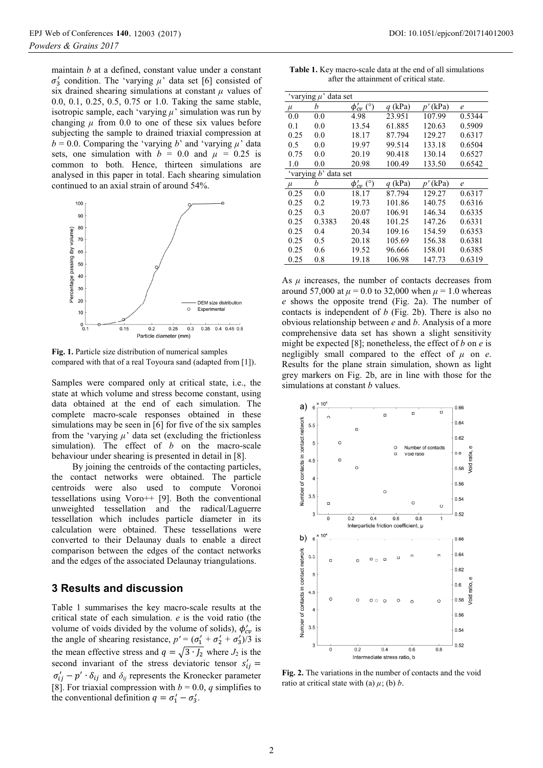maintain $b$ at a defined, constant value under a constant $\sigma_3'$ condition. The 'varying $\mu$' data set [6] consisted of six drained shearing simulations at constant $\mu$ values of 0.0, 0.1, 0.25, 0.5, 0.75 or 1.0. Taking the same stable, isotropic sample, each 'varying $\mu$' simulation was run by changing $\mu$ from 0.0 to one of these six values before subjecting the sample to drained triaxial compression at $b$ = 0.0. Comparing the 'varying $b$' and 'varying $\mu$' data sets, one simulation with $b$ = 0.0 and $\mu$ = 0.25 is common to both. Hence, thirteen simulations are analysed in this paper in total. Each shearing simulation continued to an axial strain of around 54%.

**Fig. 1.** Particle size distribution of numerical samples compared with that of a real Toyoura sand (adapted from [1]).

Samples were compared only at critical state, i.e., the state at which volume and stress become constant, using data obtained at the end of each simulation. The complete macro-scale responses obtained in these simulations may be seen in [6] for five of the six samples from the 'varying $\mu$' data set (excluding the frictionless simulation). The effect of $b$ on the macro-scale behaviour under shearing is presented in detail in [8].

By joining the centroids of the contacting particles, the contact networks were obtained. The particle centroids were also used to compute Voronoi tessellations using Voro++ [9]. Both the conventional unweighted tessellation and the radical/Laguerre tessellation which includes particle diameter in its calculation were obtained. These tessellations were converted to their Delaunay duals to enable a direct comparison between the edges of the contact networks and the edges of the associated Delaunay triangulations.

## 3 Results and discussion

Table 1 summarises the key macro-scale results at the critical state of each simulation. $e$ is the void ratio (the volume of voids divided by the volume of solids), $\phi_{cv}'$ is the angle of shearing resistance, $p' = (\sigma_1' + \sigma_2' + \sigma_3')/3$ is the mean effective stress and $q = \sqrt{3 \cdot J_2}$ where $J_2$ is the second invariant of the stress deviatoric tensor $s_{ij}' = \sigma_{ij}' - p' \cdot \delta_{ij}$ and $\delta_{ij}$ represents the Kronecker parameter [8]. For triaxial compression with $b$ = 0.0, $q$ simplifies to the conventional definition $q = \sigma_1' - \sigma_3'$.

**Table 1.** Key macro-scale data at the end of all simulations after the attainment of critical state.

| 'varying $\mu$' data set | | | | | |
|---|---|---|---|---|---|
| $\mu$ | $b$ | $\phi_{cv}'$ (°) | $q$ (kPa) | $p'$ (kPa) | $e$ |
| 0.0 | 0.0 | 4.98 | 23.951 | 107.99 | 0.5344 |
| 0.1 | 0.0 | 13.54 | 61.885 | 120.63 | 0.5909 |
| 0.25 | 0.0 | 18.17 | 87.794 | 129.27 | 0.6317 |
| 0.5 | 0.0 | 19.97 | 99.514 | 133.18 | 0.6504 |
| 0.75 | 0.0 | 20.19 | 90.418 | 130.14 | 0.6527 |
| 1.0 | 0.0 | 20.98 | 100.49 | 133.50 | 0.6542 |
| 'varying $b$' data set | | | | | |
| $\mu$ | $b$ | $\phi_{cv}'$ (°) | $q$ (kPa) | $p'$ (kPa) | $e$ |
| 0.25 | 0.0 | 18.17 | 87.794 | 129.27 | 0.6317 |
| 0.25 | 0.2 | 19.73 | 101.86 | 140.75 | 0.6316 |
| 0.25 | 0.3 | 20.07 | 106.91 | 146.34 | 0.6335 |
| 0.25 | 0.3383 | 20.48 | 101.25 | 147.26 | 0.6331 |
| 0.25 | 0.4 | 20.34 | 109.16 | 154.59 | 0.6353 |
| 0.25 | 0.5 | 20.18 | 105.69 | 156.38 | 0.6381 |
| 0.25 | 0.6 | 19.52 | 96.666 | 158.01 | 0.6385 |
| 0.25 | 0.8 | 19.18 | 106.98 | 147.73 | 0.6319 |

As $\mu$ increases, the number of contacts decreases from around 57,000 at $\mu$ = 0.0 to 32,000 when $\mu$ = 1.0 whereas $e$ shows the opposite trend (Fig. 2a). The number of contacts is independent of $b$ (Fig. 2b). There is also no obvious relationship between $e$ and $b$. Analysis of a more comprehensive data set has shown a slight sensitivity might be expected [8]; nonetheless, the effect of $b$ on $e$ is negligibly small compared to the effect of $\mu$ on $e$. Results for the plane strain simulation, shown as light grey markers on Fig. 2b, are in line with those for the simulations at constant $b$ values.

**Fig. 2.** The variations in the number of contacts and the void ratio at critical state with (a) $\mu$; (b) $b$.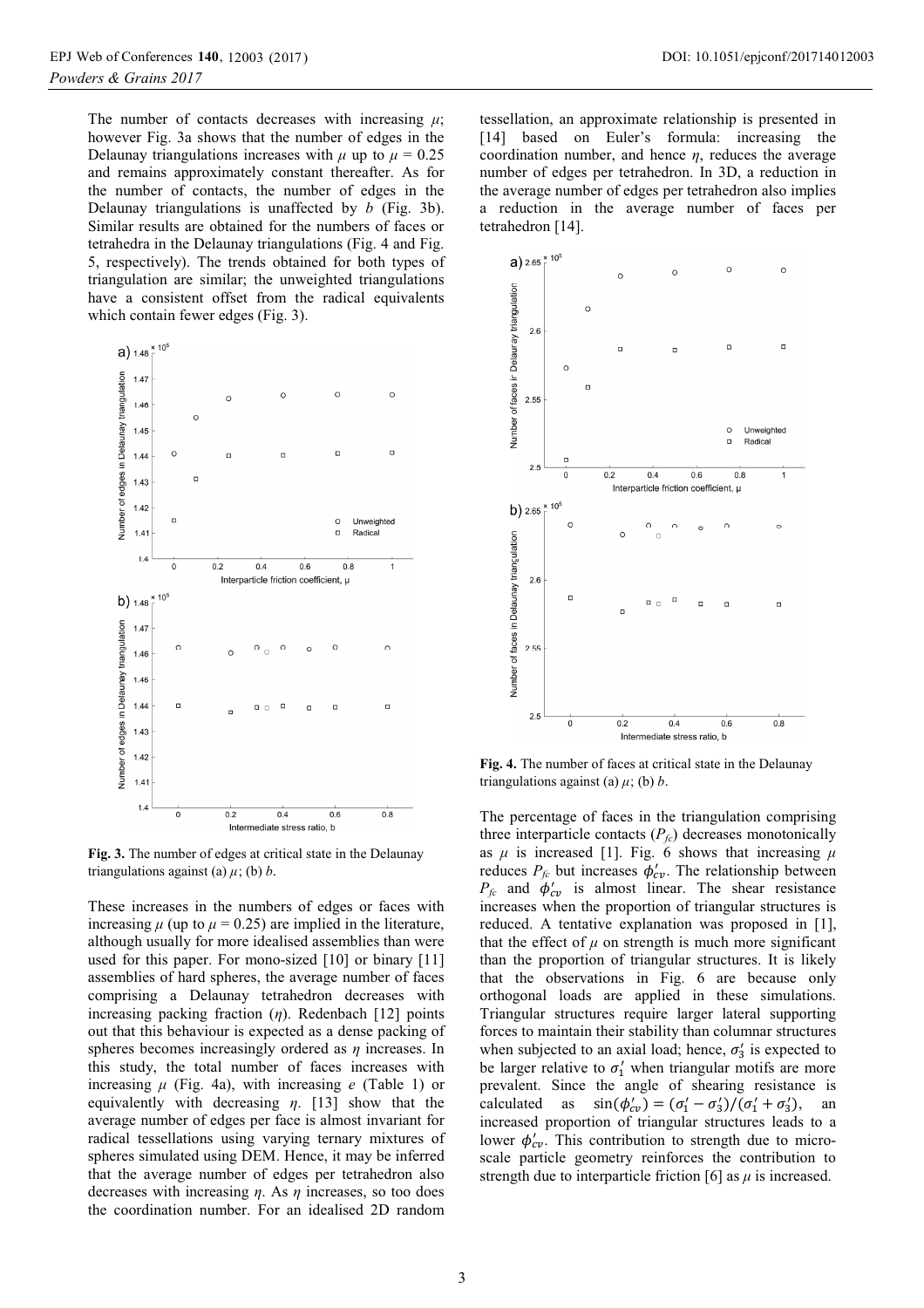The number of contacts decreases with increasing $\mu$; however Fig. 3a shows that the number of edges in the Delaunay triangulations increases with $\mu$ up to $\mu = 0.25$ and remains approximately constant thereafter. As for the number of contacts, the number of edges in the Delaunay triangulations is unaffected by $b$ (Fig. 3b). Similar results are obtained for the numbers of faces or tetrahedra in the Delaunay triangulations (Fig. 4 and Fig. 5, respectively). The trends obtained for both types of triangulation are similar; the unweighted triangulations have a consistent offset from the radical equivalents which contain fewer edges (Fig. 3).

**Fig. 3.** The number of edges at critical state in the Delaunay triangulations against (a) $\mu$; (b) $b$.

These increases in the numbers of edges or faces with increasing $\mu$ (up to $\mu = 0.25$) are implied in the literature, although usually for more idealised assemblies than were used for this paper. For mono-sized [10] or binary [11] assemblies of hard spheres, the average number of faces comprising a Delaunay tetrahedron decreases with increasing packing fraction ($\eta$). Redenbach [12] points out that this behaviour is expected as a dense packing of spheres becomes increasingly ordered as $\eta$ increases. In this study, the total number of faces increases with increasing $\mu$ (Fig. 4a), with increasing $e$ (Table 1) or equivalently with decreasing $\eta$. [13] show that the average number of edges per face is almost invariant for radical tessellations using varying ternary mixtures of spheres simulated using DEM. Hence, it may be inferred that the average number of edges per tetrahedron also decreases with increasing $\eta$. As $\eta$ increases, so too does the coordination number. For an idealised 2D random tessellation, an approximate relationship is presented in [14] based on Euler's formula: increasing the coordination number, and hence $\eta$, reduces the average number of edges per tetrahedron. In 3D, a reduction in the average number of edges per tetrahedron also implies a reduction in the average number of faces per tetrahedron [14].

**Fig. 4.** The number of faces at critical state in the Delaunay triangulations against (a) $\mu$; (b) $b$.

The percentage of faces in the triangulation comprising three interparticle contacts ($P_{fc}$) decreases monotonically as $\mu$ is increased [1]. Fig. 6 shows that increasing $\mu$ reduces $P_{fc}$ but increases $\phi'_{cv}$. The relationship between $P_{fc}$ and $\phi'_{cv}$ is almost linear. The shear resistance increases when the proportion of triangular structures is reduced. A tentative explanation was proposed in [1], that the effect of $\mu$ on strength is much more significant than the proportion of triangular structures. It is likely that the observations in Fig. 6 are because only orthogonal loads are applied in these simulations. Triangular structures require larger lateral supporting forces to maintain their stability than columnar structures when subjected to an axial load; hence, $\sigma'_3$ is expected to be larger relative to $\sigma'_1$ when triangular motifs are more prevalent. Since the angle of shearing resistance is calculated as $\sin(\phi'_{cv}) = (\sigma'_1 - \sigma'_3)/(\sigma'_1 + \sigma'_3)$, an increased proportion of triangular structures leads to a lower $\phi'_{cv}$. This contribution to strength due to micro-scale particle geometry reinforces the contribution to strength due to interparticle friction [6] as $\mu$ is increased.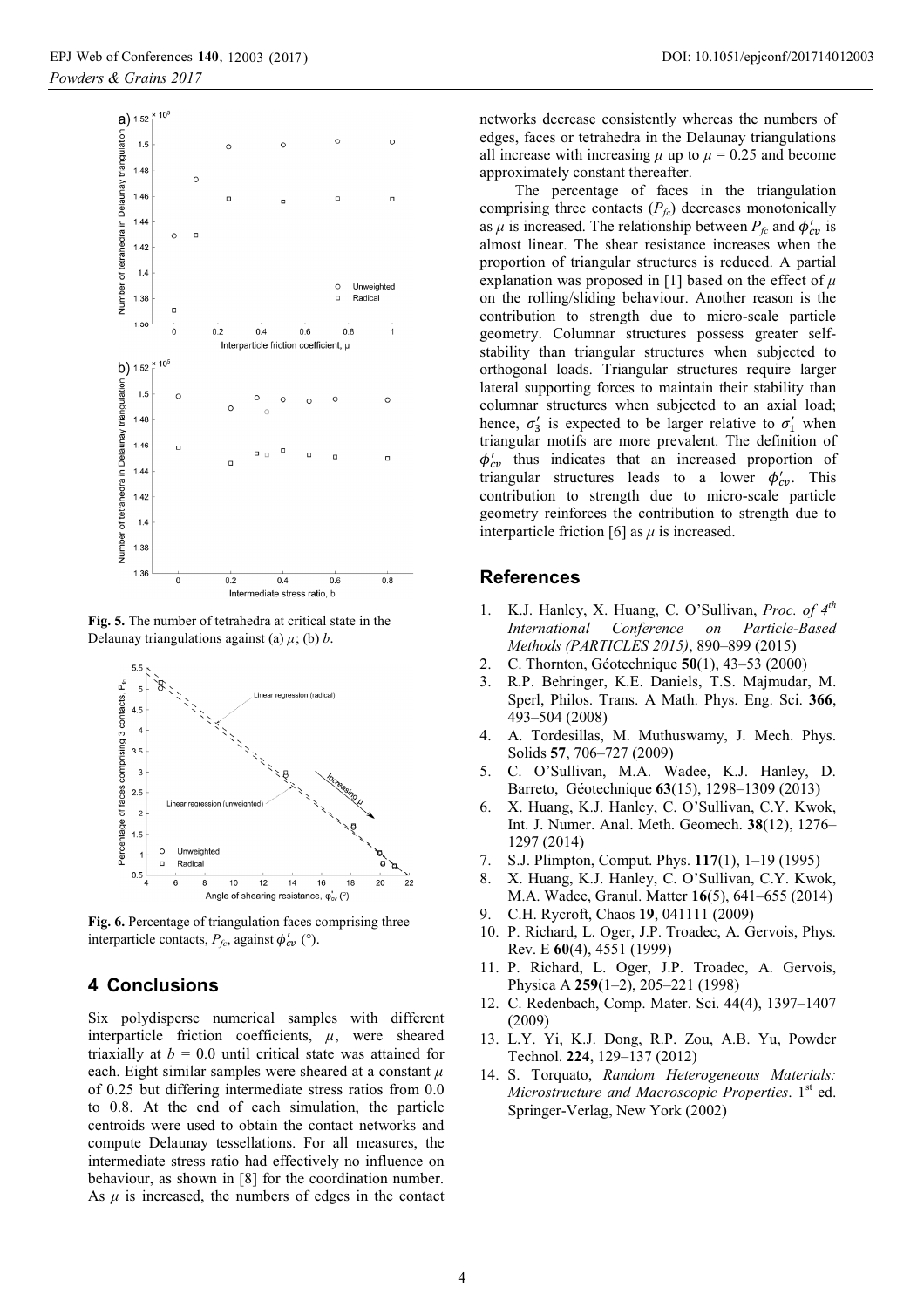a) $\times 10^5$

1.52

1.5

1.48

1.46

1.44

1.42

1.4

1.38

1.36

Number of tetrahedra in Delaunay triangulation

0 0.2 0.4 0.6 0.8 1

Interparticle friction coefficient, μ

Unweighted

Radical

b) $\times 10^5$

1.52

1.5

1.48

1.46

1.44

1.42

1.4

1.38

1.36

Number of tetrahedra in Delaunay triangulation

0 0.2 0.4 0.6 0.8

Intermediate stress ratio, b

**Fig. 5.** The number of tetrahedra at critical state in the Delaunay triangulations against (a) $\mu$; (b) $b$.

5.5

5

4.5

4

3.5

3

2.5

2

1.5

1

0.5

Percentage of faces comprising 3 contacts $P_{fc}$

4 6 8 10 12 14 16 18 20 22

Angle of shearing resistance, $\phi'_{cv}$ (°)

Linear regression (radical)

Linear regression (unweighted)

Increasing μ

Unweighted

Radical

**Fig. 6.** Percentage of triangulation faces comprising three interparticle contacts, $P_{fc}$, against $\phi'_{cv}$ (°).

## 4 Conclusions

Six polydisperse numerical samples with different interparticle friction coefficients, $\mu$, were sheared triaxially at $b = 0.0$ until critical state was attained for each. Eight similar samples were sheared at a constant $\mu$ of 0.25 but differing intermediate stress ratios from 0.0 to 0.8. At the end of each simulation, the particle centroids were used to obtain the contact networks and compute Delaunay tessellations. For all measures, the intermediate stress ratio had effectively no influence on behaviour, as shown in [8] for the coordination number. As $\mu$ is increased, the numbers of edges in the contact networks decrease consistently whereas the numbers of edges, faces or tetrahedra in the Delaunay triangulations all increase with increasing $\mu$ up to $\mu = 0.25$ and become approximately constant thereafter.

The percentage of faces in the triangulation comprising three contacts ($P_{fc}$) decreases monotonically as $\mu$ is increased. The relationship between $P_{fc}$ and $\phi'_{cv}$ is almost linear. The shear resistance increases when the proportion of triangular structures is reduced. A partial explanation was proposed in [1] based on the effect of $\mu$ on the rolling/sliding behaviour. Another reason is the contribution to strength due to micro-scale particle geometry. Columnar structures possess greater self-stability than triangular structures when subjected to orthogonal loads. Triangular structures require larger lateral supporting forces to maintain their stability than columnar structures when subjected to an axial load; hence, $\sigma'_3$ is expected to be larger relative to $\sigma'_1$ when triangular motifs are more prevalent. The definition of $\phi'_{cv}$ thus indicates that an increased proportion of triangular structures leads to a lower $\phi'_{cv}$. This contribution to strength due to micro-scale particle geometry reinforces the contribution to strength due to interparticle friction [6] as $\mu$ is increased.

## References

1. K.J. Hanley, X. Huang, C. O'Sullivan, *Proc. of 4th International Conference on Particle-Based Methods (PARTICLES 2015)*, 890–899 (2015)
2. C. Thornton, Géotechnique **50**(1), 43–53 (2000)
3. R.P. Behringer, K.E. Daniels, T.S. Majmudar, M. Sperl, Philos. Trans. A Math. Phys. Eng. Sci. **366**, 493–504 (2008)
4. A. Tordesillas, M. Muthuswamy, J. Mech. Phys. Solids **57**, 706–727 (2009)
5. C. O'Sullivan, M.A. Wadee, K.J. Hanley, D. Barreto, Géotechnique **63**(15), 1298–1309 (2013)
6. X. Huang, K.J. Hanley, C. O'Sullivan, C.Y. Kwok, Int. J. Numer. Anal. Meth. Geomech. **38**(12), 1276–1297 (2014)
7. S.J. Plimpton, Comput. Phys. **117**(1), 1–19 (1995)
8. X. Huang, K.J. Hanley, C. O'Sullivan, C.Y. Kwok, M.A. Wadee, Granul. Matter **16**(5), 641–655 (2014)
9. C.H. Rycroft, Chaos **19**, 041111 (2009)
10. P. Richard, L. Oger, J.P. Troadec, A. Gervois, Phys. Rev. E **60**(4), 4551 (1999)
11. P. Richard, L. Oger, J.P. Troadec, A. Gervois, Physica A **259**(1–2), 205–221 (1998)
12. C. Redenbach, Comp. Mater. Sci. **44**(4), 1397–1407 (2009)
13. L.Y. Yi, K.J. Dong, R.P. Zou, A.B. Yu, Powder Technol. **224**, 129–137 (2012)
14. S. Torquato, *Random Heterogeneous Materials: Microstructure and Macroscopic Properties*. 1st ed. Springer-Verlag, New York (2002)